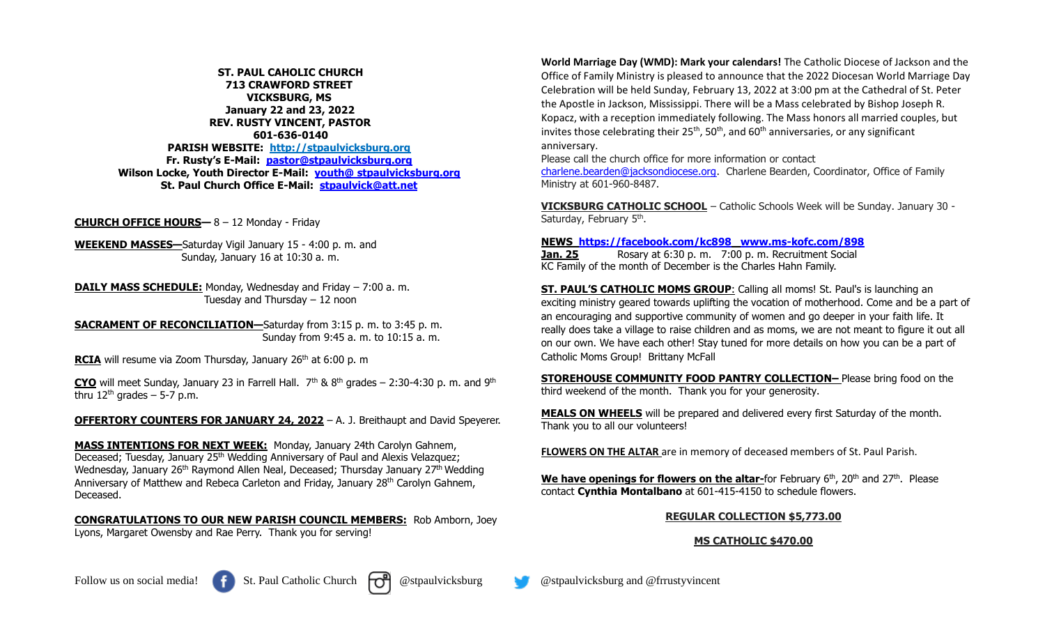**ST. PAUL CAHOLIC CHURCH**
**713 CRAWFORD STREET**
**VICKSBURG, MS**
**January 22 and 23, 2022**
**REV. RUSTY VINCENT, PASTOR**
**601-636-0140**
**PARISH WEBSITE: [http://stpaulvicksburg.org](http://stpaulvicksburg.org)**
**Fr. Rusty's E-Mail: [pastor@stpaulvicksburg.org](mailto:pastor@stpaulvicksburg.org)**
**Wilson Locke, Youth Director E-Mail: youth@ stpaulvicksburg.org**
**St. Paul Church Office E-Mail: [stpaulvick@att.net](mailto:stpaulvick@att.net)**

**CHURCH OFFICE HOURS—** 8 – 12 Monday - Friday

**WEEKEND MASSES—**Saturday Vigil January 15 - 4:00 p. m. and
Sunday, January 16 at 10:30 a. m.

**DAILY MASS SCHEDULE:** Monday, Wednesday and Friday – 7:00 a. m.
Tuesday and Thursday – 12 noon

**SACRAMENT OF RECONCILIATION—**Saturday from 3:15 p. m. to 3:45 p. m.
Sunday from 9:45 a. m. to 10:15 a. m.

**RCIA** will resume via Zoom Thursday, January 26th at 6:00 p. m

**CYO** will meet Sunday, January 23 in Farrell Hall. 7th & 8th grades – 2:30-4:30 p. m. and 9th thru 12th grades – 5-7 p.m.

**OFFERTORY COUNTERS FOR JANUARY 24, 2022** – A. J. Breithaupt and David Speyerer.

**MASS INTENTIONS FOR NEXT WEEK:** Monday, January 24th Carolyn Gahnem, Deceased; Tuesday, January 25th Wedding Anniversary of Paul and Alexis Velazquez; Wednesday, January 26th Raymond Allen Neal, Deceased; Thursday January 27th Wedding Anniversary of Matthew and Rebeca Carleton and Friday, January 28th Carolyn Gahnem, Deceased.

**CONGRATULATIONS TO OUR NEW PARISH COUNCIL MEMBERS:** Rob Amborn, Joey Lyons, Margaret Owensby and Rae Perry. Thank you for serving!

**World Marriage Day (WMD): Mark your calendars!** The Catholic Diocese of Jackson and the Office of Family Ministry is pleased to announce that the 2022 Diocesan World Marriage Day Celebration will be held Sunday, February 13, 2022 at 3:00 pm at the Cathedral of St. Peter the Apostle in Jackson, Mississippi. There will be a Mass celebrated by Bishop Joseph R. Kopacz, with a reception immediately following. The Mass honors all married couples, but invites those celebrating their 25th, 50th, and 60th anniversaries, or any significant anniversary.
Please call the church office for more information or contact [charlene.bearden@jacksondiocese.org](mailto:charlene.bearden@jacksondiocese.org). Charlene Bearden, Coordinator, Office of Family Ministry at 601-960-8487.

**VICKSBURG CATHOLIC SCHOOL** – Catholic Schools Week will be Sunday. January 30 - Saturday, February 5th.

**NEWS [https://facebook.com/kc898](https://facebook.com/kc898) [www.ms-kofc.com/898](http://www.ms-kofc.com/898)**
**Jan. 25** Rosary at 6:30 p. m. 7:00 p. m. Recruitment Social
KC Family of the month of December is the Charles Hahn Family.

**ST. PAUL'S CATHOLIC MOMS GROUP**: Calling all moms! St. Paul's is launching an exciting ministry geared towards uplifting the vocation of motherhood. Come and be a part of an encouraging and supportive community of women and go deeper in your faith life. It really does take a village to raise children and as moms, we are not meant to figure it out all on our own. We have each other! Stay tuned for more details on how you can be a part of Catholic Moms Group! Brittany McFall

**STOREHOUSE COMMUNITY FOOD PANTRY COLLECTION–** Please bring food on the third weekend of the month. Thank you for your generosity.

**MEALS ON WHEELS** will be prepared and delivered every first Saturday of the month. Thank you to all our volunteers!

**FLOWERS ON THE ALTAR** are in memory of deceased members of St. Paul Parish.

**We have openings for flowers on the altar-**for February 6th, 20th and 27th. Please contact **Cynthia Montalbano** at 601-415-4150 to schedule flowers.

**REGULAR COLLECTION $5,773.00**

**MS CATHOLIC $470.00**

Follow us on social media! St. Paul Catholic Church @stpaulvicksburg @stpaulvicksburg and @frrustyvincent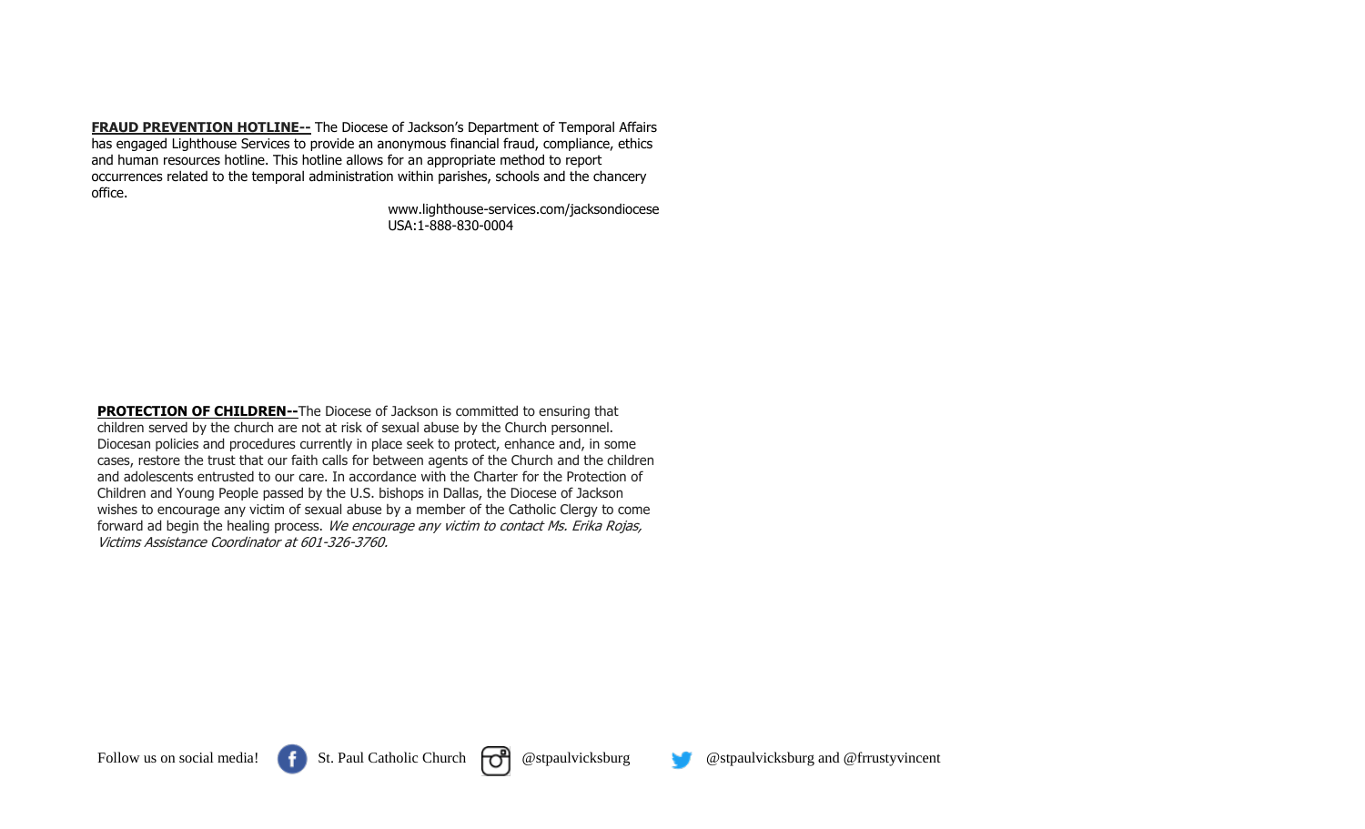**FRAUD PREVENTION HOTLINE--** The Diocese of Jackson's Department of Temporal Affairs has engaged Lighthouse Services to provide an anonymous financial fraud, compliance, ethics and human resources hotline. This hotline allows for an appropriate method to report occurrences related to the temporal administration within parishes, schools and the chancery office.

www.lighthouse-services.com/jacksondiocese
USA:1-888-830-0004

**PROTECTION OF CHILDREN--**The Diocese of Jackson is committed to ensuring that children served by the church are not at risk of sexual abuse by the Church personnel. Diocesan policies and procedures currently in place seek to protect, enhance and, in some cases, restore the trust that our faith calls for between agents of the Church and the children and adolescents entrusted to our care. In accordance with the Charter for the Protection of Children and Young People passed by the U.S. bishops in Dallas, the Diocese of Jackson wishes to encourage any victim of sexual abuse by a member of the Catholic Clergy to come forward ad begin the healing process. *We encourage any victim to contact Ms. Erika Rojas, Victims Assistance Coordinator at 601-326-3760.*

Follow us on social media! St. Paul Catholic Church @stpaulvicksburg @stpaulvicksburg and @frrustyvincent